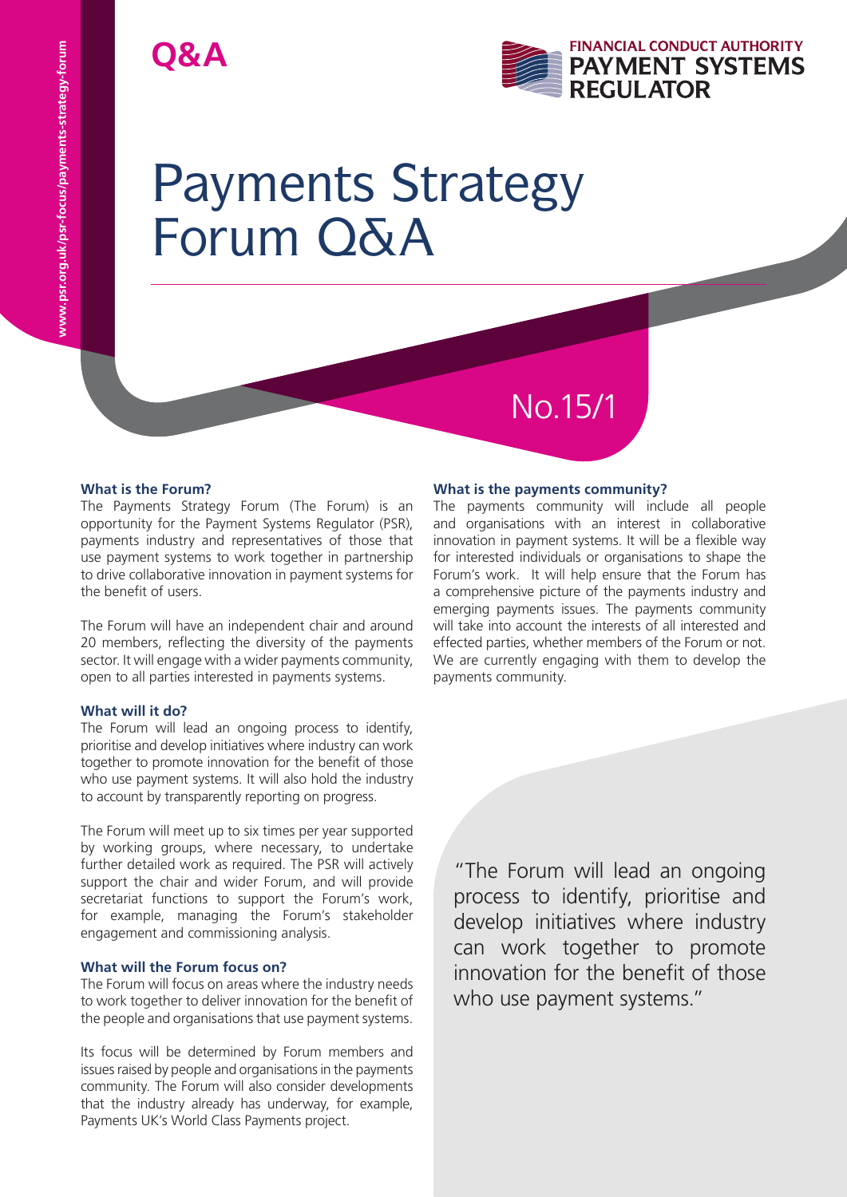Q&A

FINANCIAL CONDUCT AUTHORITY
PAYMENT SYSTEMS REGULATOR

# Payments Strategy Forum Q&A

No.15/1

### What is the Forum?

The Payments Strategy Forum (The Forum) is an opportunity for the Payment Systems Regulator (PSR), payments industry and representatives of those that use payment systems to work together in partnership to drive collaborative innovation in payment systems for the benefit of users.

The Forum will have an independent chair and around 20 members, reflecting the diversity of the payments sector. It will engage with a wider payments community, open to all parties interested in payments systems.

### What will it do?

The Forum will lead an ongoing process to identify, prioritise and develop initiatives where industry can work together to promote innovation for the benefit of those who use payment systems. It will also hold the industry to account by transparently reporting on progress.

The Forum will meet up to six times per year supported by working groups, where necessary, to undertake further detailed work as required. The PSR will actively support the chair and wider Forum, and will provide secretariat functions to support the Forum's work, for example, managing the Forum's stakeholder engagement and commissioning analysis.

### What will the Forum focus on?

The Forum will focus on areas where the industry needs to work together to deliver innovation for the benefit of the people and organisations that use payment systems.

Its focus will be determined by Forum members and issues raised by people and organisations in the payments community. The Forum will also consider developments that the industry already has underway, for example, Payments UK's World Class Payments project.

### What is the payments community?

The payments community will include all people and organisations with an interest in collaborative innovation in payment systems. It will be a flexible way for interested individuals or organisations to shape the Forum's work. It will help ensure that the Forum has a comprehensive picture of the payments industry and emerging payments issues. The payments community will take into account the interests of all interested and effected parties, whether members of the Forum or not. We are currently engaging with them to develop the payments community.

> "The Forum will lead an ongoing process to identify, prioritise and develop initiatives where industry can work together to promote innovation for the benefit of those who use payment systems."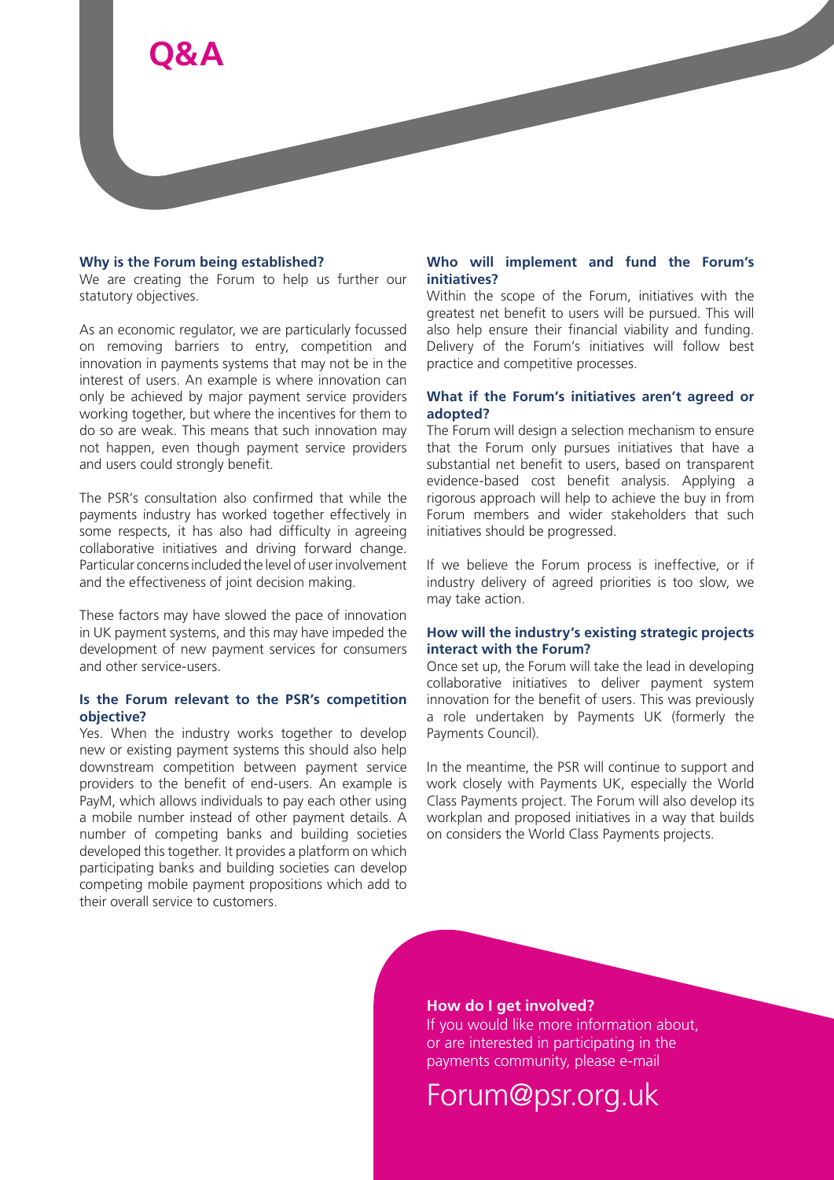# Q&A

**Why is the Forum being established?**

We are creating the Forum to help us further our statutory objectives.

As an economic regulator, we are particularly focussed on removing barriers to entry, competition and innovation in payments systems that may not be in the interest of users. An example is where innovation can only be achieved by major payment service providers working together, but where the incentives for them to do so are weak. This means that such innovation may not happen, even though payment service providers and users could strongly benefit.

The PSR's consultation also confirmed that while the payments industry has worked together effectively in some respects, it has also had difficulty in agreeing collaborative initiatives and driving forward change. Particular concerns included the level of user involvement and the effectiveness of joint decision making.

These factors may have slowed the pace of innovation in UK payment systems, and this may have impeded the development of new payment services for consumers and other service-users.

**Is the Forum relevant to the PSR's competition objective?**

Yes. When the industry works together to develop new or existing payment systems this should also help downstream competition between payment service providers to the benefit of end-users. An example is PayM, which allows individuals to pay each other using a mobile number instead of other payment details. A number of competing banks and building societies developed this together. It provides a platform on which participating banks and building societies can develop competing mobile payment propositions which add to their overall service to customers.

**Who will implement and fund the Forum's initiatives?**

Within the scope of the Forum, initiatives with the greatest net benefit to users will be pursued. This will also help ensure their financial viability and funding. Delivery of the Forum's initiatives will follow best practice and competitive processes.

**What if the Forum's initiatives aren't agreed or adopted?**

The Forum will design a selection mechanism to ensure that the Forum only pursues initiatives that have a substantial net benefit to users, based on transparent evidence-based cost benefit analysis. Applying a rigorous approach will help to achieve the buy in from Forum members and wider stakeholders that such initiatives should be progressed.

If we believe the Forum process is ineffective, or if industry delivery of agreed priorities is too slow, we may take action.

**How will the industry's existing strategic projects interact with the Forum?**

Once set up, the Forum will take the lead in developing collaborative initiatives to deliver payment system innovation for the benefit of users. This was previously a role undertaken by Payments UK (formerly the Payments Council).

In the meantime, the PSR will continue to support and work closely with Payments UK, especially the World Class Payments project. The Forum will also develop its workplan and proposed initiatives in a way that builds on considers the World Class Payments projects.

**How do I get involved?**

If you would like more information about, or are interested in participating in the payments community, please e-mail

Forum@psr.org.uk